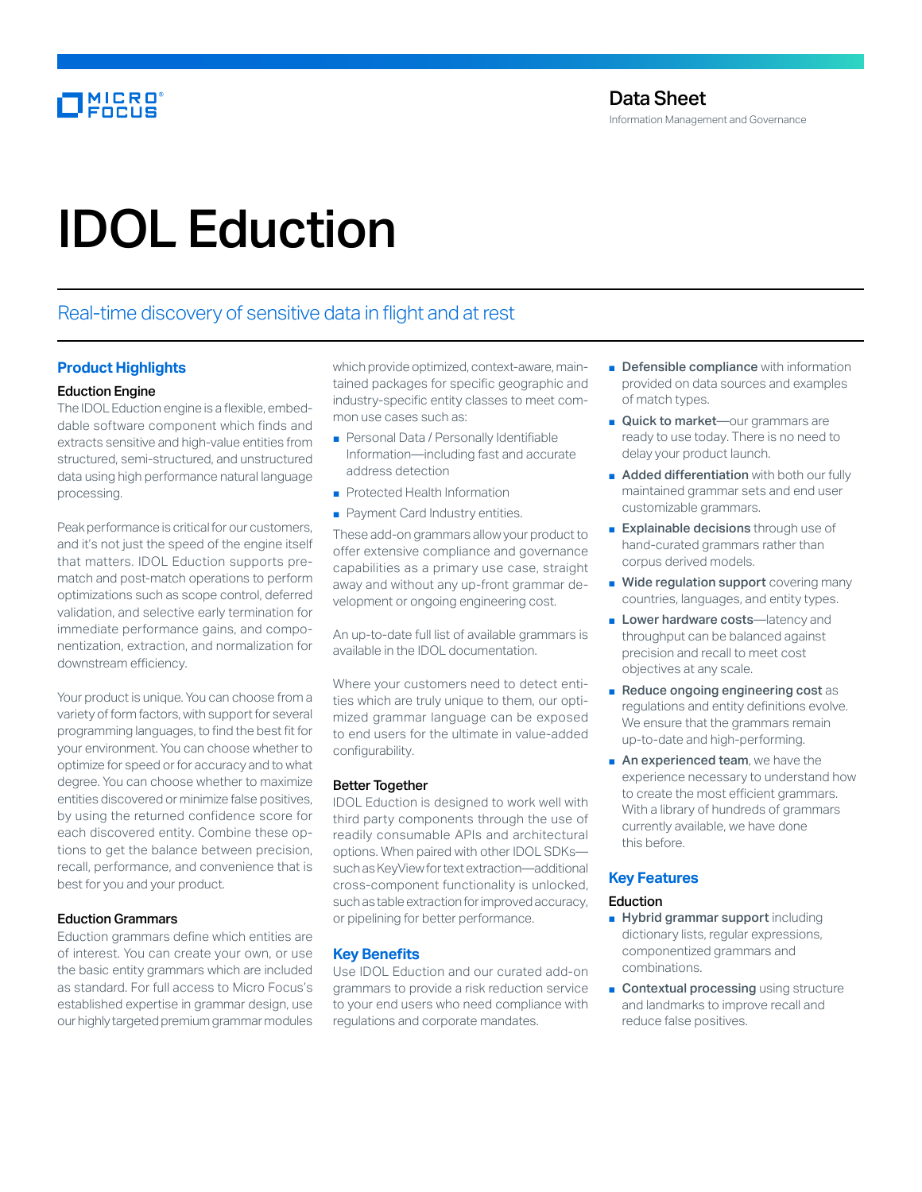Data Sheet

Information Management and Governance

# IDOL Eduction

## Real-time discovery of sensitive data in flight and at rest

### Product Highlights

#### Eduction Engine

The IDOL Eduction engine is a flexible, embeddable software component which finds and extracts sensitive and high-value entities from structured, semi-structured, and unstructured data using high performance natural language processing.

Peak performance is critical for our customers, and it's not just the speed of the engine itself that matters. IDOL Eduction supports pre-match and post-match operations to perform optimizations such as scope control, deferred validation, and selective early termination for immediate performance gains, and componentization, extraction, and normalization for downstream efficiency.

Your product is unique. You can choose from a variety of form factors, with support for several programming languages, to find the best fit for your environment. You can choose whether to optimize for speed or for accuracy and to what degree. You can choose whether to maximize entities discovered or minimize false positives, by using the returned confidence score for each discovered entity. Combine these options to get the balance between precision, recall, performance, and convenience that is best for you and your product.

#### Eduction Grammars

Eduction grammars define which entities are of interest. You can create your own, or use the basic entity grammars which are included as standard. For full access to Micro Focus's established expertise in grammar design, use our highly targeted premium grammar modules which provide optimized, context-aware, maintained packages for specific geographic and industry-specific entity classes to meet common use cases such as:

- Personal Data / Personally Identifiable Information—including fast and accurate address detection
- Protected Health Information
- Payment Card Industry entities.

These add-on grammars allow your product to offer extensive compliance and governance capabilities as a primary use case, straight away and without any up-front grammar development or ongoing engineering cost.

An up-to-date full list of available grammars is available in the IDOL documentation.

Where your customers need to detect entities which are truly unique to them, our optimized grammar language can be exposed to end users for the ultimate in value-added configurability.

#### Better Together

IDOL Eduction is designed to work well with third party components through the use of readily consumable APIs and architectural options. When paired with other IDOL SDKs—such as KeyView for text extraction—additional cross-component functionality is unlocked, such as table extraction for improved accuracy, or pipelining for better performance.

### Key Benefits

Use IDOL Eduction and our curated add-on grammars to provide a risk reduction service to your end users who need compliance with regulations and corporate mandates.

- **Defensible compliance** with information provided on data sources and examples of match types.
- **Quick to market**—our grammars are ready to use today. There is no need to delay your product launch.
- **Added differentiation** with both our fully maintained grammar sets and end user customizable grammars.
- **Explainable decisions** through use of hand-curated grammars rather than corpus derived models.
- **Wide regulation support** covering many countries, languages, and entity types.
- **Lower hardware costs**—latency and throughput can be balanced against precision and recall to meet cost objectives at any scale.
- **Reduce ongoing engineering cost** as regulations and entity definitions evolve. We ensure that the grammars remain up-to-date and high-performing.
- **An experienced team**, we have the experience necessary to understand how to create the most efficient grammars. With a library of hundreds of grammars currently available, we have done this before.

### Key Features

#### Eduction

- **Hybrid grammar support** including dictionary lists, regular expressions, componentized grammars and combinations.
- **Contextual processing** using structure and landmarks to improve recall and reduce false positives.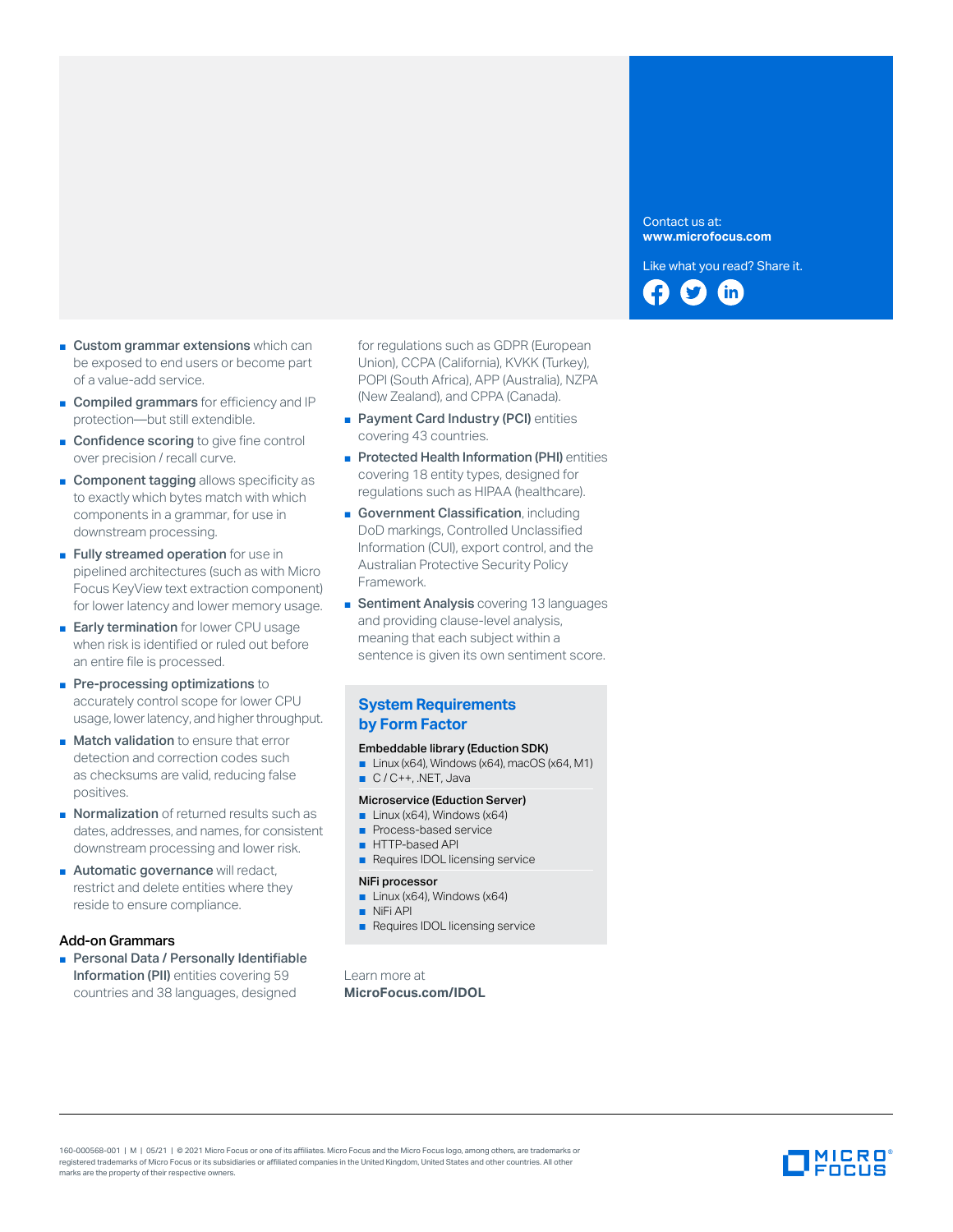- **Custom grammar extensions** which can be exposed to end users or become part of a value-add service.
- **Compiled grammars** for efficiency and IP protection—but still extendible.
- **Confidence scoring** to give fine control over precision / recall curve.
- **Component tagging** allows specificity as to exactly which bytes match with which components in a grammar, for use in downstream processing.
- **Fully streamed operation** for use in pipelined architectures (such as with Micro Focus KeyView text extraction component) for lower latency and lower memory usage.
- **Early termination** for lower CPU usage when risk is identified or ruled out before an entire file is processed.
- **Pre-processing optimizations** to accurately control scope for lower CPU usage, lower latency, and higher throughput.
- **Match validation** to ensure that error detection and correction codes such as checksums are valid, reducing false positives.
- **Normalization** of returned results such as dates, addresses, and names, for consistent downstream processing and lower risk.
- **Automatic governance** will redact, restrict and delete entities where they reside to ensure compliance.

### Add-on Grammars

- **Personal Data / Personally Identifiable Information (PII)** entities covering 59 countries and 38 languages, designed for regulations such as GDPR (European Union), CCPA (California), KVKK (Turkey), POPI (South Africa), APP (Australia), NZPA (New Zealand), and CPPA (Canada).
- **Payment Card Industry (PCI)** entities covering 43 countries.
- **Protected Health Information (PHI)** entities covering 18 entity types, designed for regulations such as HIPAA (healthcare).
- **Government Classification**, including DoD markings, Controlled Unclassified Information (CUI), export control, and the Australian Protective Security Policy Framework.
- **Sentiment Analysis** covering 13 languages and providing clause-level analysis, meaning that each subject within a sentence is given its own sentiment score.

## System Requirements by Form Factor

**Embeddable library (Eduction SDK)**
- Linux (x64), Windows (x64), macOS (x64, M1)
- C / C++, .NET, Java

**Microservice (Eduction Server)**
- Linux (x64), Windows (x64)
- Process-based service
- HTTP-based API
- Requires IDOL licensing service

**NiFi processor**
- Linux (x64), Windows (x64)
- NiFi API
- Requires IDOL licensing service

Learn more at
**MicroFocus.com/IDOL**

Contact us at:
**www.microfocus.com**

Like what you read? Share it.

160-000568-001 | M | 05/21 | © 2021 Micro Focus or one of its affiliates. Micro Focus and the Micro Focus logo, among others, are trademarks or registered trademarks of Micro Focus or its subsidiaries or affiliated companies in the United Kingdom, United States and other countries. All other marks are the property of their respective owners.